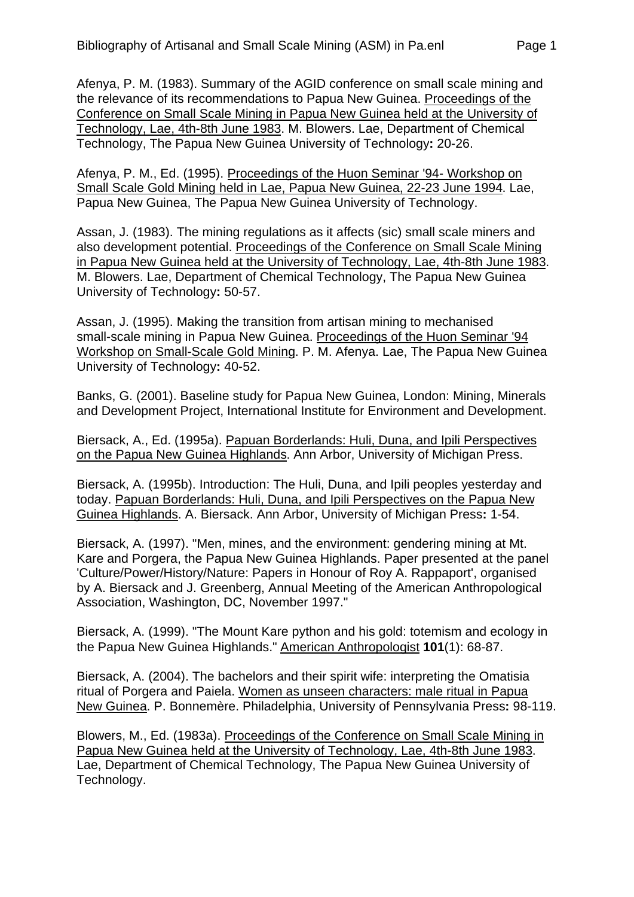Afenya, P. M. (1983). Summary of the AGID conference on small scale mining and the relevance of its recommendations to Papua New Guinea. Proceedings of the Conference on Small Scale Mining in Papua New Guinea held at the University of Technology, Lae, 4th-8th June 1983. M. Blowers. Lae, Department of Chemical Technology, The Papua New Guinea University of Technology**:** 20-26.

Afenya, P. M., Ed. (1995). Proceedings of the Huon Seminar '94- Workshop on Small Scale Gold Mining held in Lae, Papua New Guinea, 22-23 June 1994. Lae, Papua New Guinea, The Papua New Guinea University of Technology.

Assan, J. (1983). The mining regulations as it affects (sic) small scale miners and also development potential. Proceedings of the Conference on Small Scale Mining in Papua New Guinea held at the University of Technology, Lae, 4th-8th June 1983. M. Blowers. Lae, Department of Chemical Technology, The Papua New Guinea University of Technology**:** 50-57.

Assan, J. (1995). Making the transition from artisan mining to mechanised small-scale mining in Papua New Guinea. Proceedings of the Huon Seminar '94 Workshop on Small-Scale Gold Mining. P. M. Afenya. Lae, The Papua New Guinea University of Technology**:** 40-52.

Banks, G. (2001). Baseline study for Papua New Guinea, London: Mining, Minerals and Development Project, International Institute for Environment and Development.

Biersack, A., Ed. (1995a). Papuan Borderlands: Huli, Duna, and Ipili Perspectives on the Papua New Guinea Highlands. Ann Arbor, University of Michigan Press.

Biersack, A. (1995b). Introduction: The Huli, Duna, and Ipili peoples yesterday and today. Papuan Borderlands: Huli, Duna, and Ipili Perspectives on the Papua New Guinea Highlands. A. Biersack. Ann Arbor, University of Michigan Press**:** 1-54.

Biersack, A. (1997). "Men, mines, and the environment: gendering mining at Mt. Kare and Porgera, the Papua New Guinea Highlands. Paper presented at the panel 'Culture/Power/History/Nature: Papers in Honour of Roy A. Rappaport', organised by A. Biersack and J. Greenberg, Annual Meeting of the American Anthropological Association, Washington, DC, November 1997."

Biersack, A. (1999). "The Mount Kare python and his gold: totemism and ecology in the Papua New Guinea Highlands." American Anthropologist **101**(1): 68-87.

Biersack, A. (2004). The bachelors and their spirit wife: interpreting the Omatisia ritual of Porgera and Paiela. Women as unseen characters: male ritual in Papua New Guinea. P. Bonnemère. Philadelphia, University of Pennsylvania Press**:** 98-119.

Blowers, M., Ed. (1983a). Proceedings of the Conference on Small Scale Mining in Papua New Guinea held at the University of Technology, Lae, 4th-8th June 1983. Lae, Department of Chemical Technology, The Papua New Guinea University of Technology.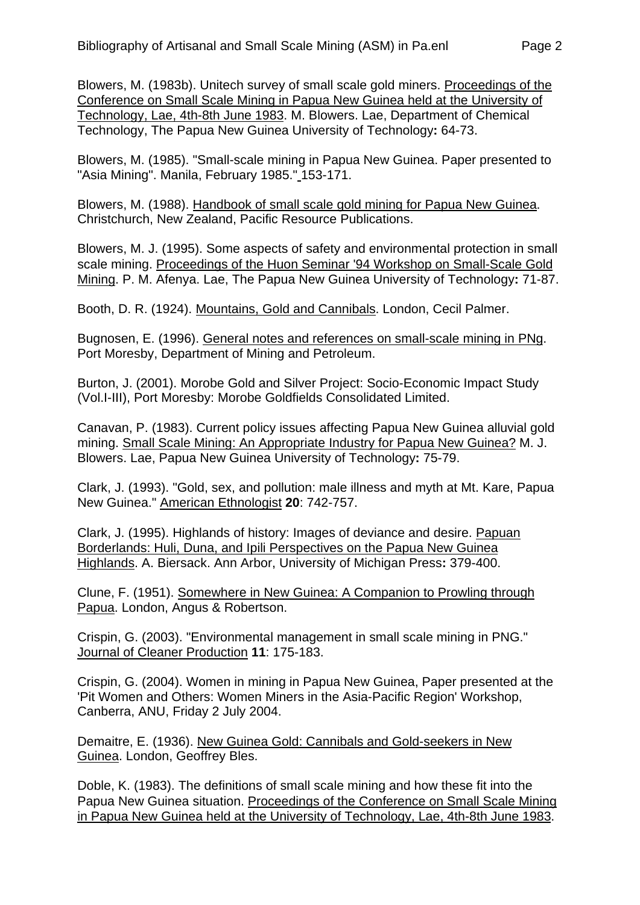Blowers, M. (1983b). Unitech survey of small scale gold miners. Proceedings of the Conference on Small Scale Mining in Papua New Guinea held at the University of Technology, Lae, 4th-8th June 1983. M. Blowers. Lae, Department of Chemical Technology, The Papua New Guinea University of Technology**:** 64-73.

Blowers, M. (1985). "Small-scale mining in Papua New Guinea. Paper presented to "Asia Mining". Manila, February 1985." 153-171.

Blowers, M. (1988). Handbook of small scale gold mining for Papua New Guinea. Christchurch, New Zealand, Pacific Resource Publications.

Blowers, M. J. (1995). Some aspects of safety and environmental protection in small scale mining. Proceedings of the Huon Seminar '94 Workshop on Small-Scale Gold Mining. P. M. Afenya. Lae, The Papua New Guinea University of Technology**:** 71-87.

Booth, D. R. (1924). Mountains, Gold and Cannibals. London, Cecil Palmer.

Bugnosen, E. (1996). General notes and references on small-scale mining in PNg. Port Moresby, Department of Mining and Petroleum.

Burton, J. (2001). Morobe Gold and Silver Project: Socio-Economic Impact Study (Vol.I-III), Port Moresby: Morobe Goldfields Consolidated Limited.

Canavan, P. (1983). Current policy issues affecting Papua New Guinea alluvial gold mining. Small Scale Mining: An Appropriate Industry for Papua New Guinea? M. J. Blowers. Lae, Papua New Guinea University of Technology**:** 75-79.

Clark, J. (1993). "Gold, sex, and pollution: male illness and myth at Mt. Kare, Papua New Guinea." American Ethnologist **20**: 742-757.

Clark, J. (1995). Highlands of history: Images of deviance and desire. Papuan Borderlands: Huli, Duna, and Ipili Perspectives on the Papua New Guinea Highlands. A. Biersack. Ann Arbor, University of Michigan Press**:** 379-400.

Clune, F. (1951). Somewhere in New Guinea: A Companion to Prowling through Papua. London, Angus & Robertson.

Crispin, G. (2003). "Environmental management in small scale mining in PNG." Journal of Cleaner Production **11**: 175-183.

Crispin, G. (2004). Women in mining in Papua New Guinea, Paper presented at the 'Pit Women and Others: Women Miners in the Asia-Pacific Region' Workshop, Canberra, ANU, Friday 2 July 2004.

Demaitre, E. (1936). New Guinea Gold: Cannibals and Gold-seekers in New Guinea. London, Geoffrey Bles.

Doble, K. (1983). The definitions of small scale mining and how these fit into the Papua New Guinea situation. Proceedings of the Conference on Small Scale Mining in Papua New Guinea held at the University of Technology, Lae, 4th-8th June 1983.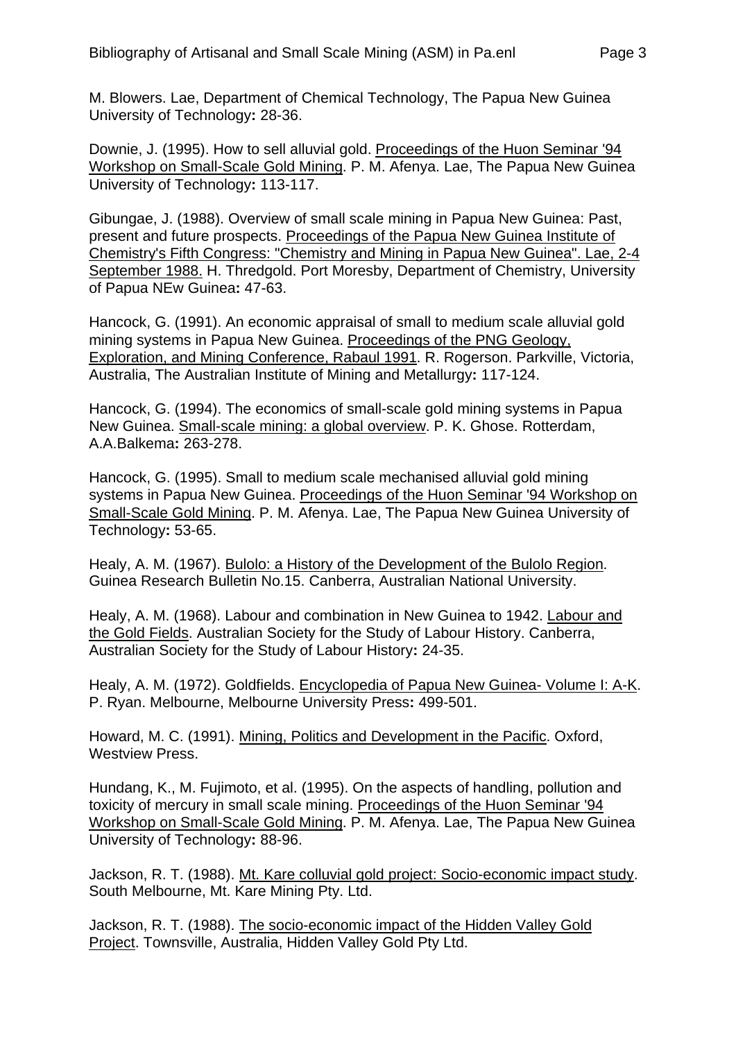M. Blowers. Lae, Department of Chemical Technology, The Papua New Guinea University of Technology**:** 28-36.

Downie, J. (1995). How to sell alluvial gold. Proceedings of the Huon Seminar '94 Workshop on Small-Scale Gold Mining. P. M. Afenya. Lae, The Papua New Guinea University of Technology**:** 113-117.

Gibungae, J. (1988). Overview of small scale mining in Papua New Guinea: Past, present and future prospects. Proceedings of the Papua New Guinea Institute of Chemistry's Fifth Congress: "Chemistry and Mining in Papua New Guinea". Lae, 2-4 September 1988. H. Thredgold. Port Moresby, Department of Chemistry, University of Papua NEw Guinea**:** 47-63.

Hancock, G. (1991). An economic appraisal of small to medium scale alluvial gold mining systems in Papua New Guinea. Proceedings of the PNG Geology, Exploration, and Mining Conference, Rabaul 1991. R. Rogerson. Parkville, Victoria, Australia, The Australian Institute of Mining and Metallurgy**:** 117-124.

Hancock, G. (1994). The economics of small-scale gold mining systems in Papua New Guinea. Small-scale mining: a global overview. P. K. Ghose. Rotterdam, A.A.Balkema**:** 263-278.

Hancock, G. (1995). Small to medium scale mechanised alluvial gold mining systems in Papua New Guinea. Proceedings of the Huon Seminar '94 Workshop on Small-Scale Gold Mining. P. M. Afenya. Lae, The Papua New Guinea University of Technology**:** 53-65.

Healy, A. M. (1967). Bulolo: a History of the Development of the Bulolo Region. Guinea Research Bulletin No.15. Canberra, Australian National University.

Healy, A. M. (1968). Labour and combination in New Guinea to 1942. Labour and the Gold Fields. Australian Society for the Study of Labour History. Canberra, Australian Society for the Study of Labour History**:** 24-35.

Healy, A. M. (1972). Goldfields. Encyclopedia of Papua New Guinea- Volume I: A-K. P. Ryan. Melbourne, Melbourne University Press**:** 499-501.

Howard, M. C. (1991). Mining, Politics and Development in the Pacific. Oxford, Westview Press.

Hundang, K., M. Fujimoto, et al. (1995). On the aspects of handling, pollution and toxicity of mercury in small scale mining. Proceedings of the Huon Seminar '94 Workshop on Small-Scale Gold Mining. P. M. Afenya. Lae, The Papua New Guinea University of Technology**:** 88-96.

Jackson, R. T. (1988). Mt. Kare colluvial gold project: Socio-economic impact study. South Melbourne, Mt. Kare Mining Pty. Ltd.

Jackson, R. T. (1988). The socio-economic impact of the Hidden Valley Gold Project. Townsville, Australia, Hidden Valley Gold Pty Ltd.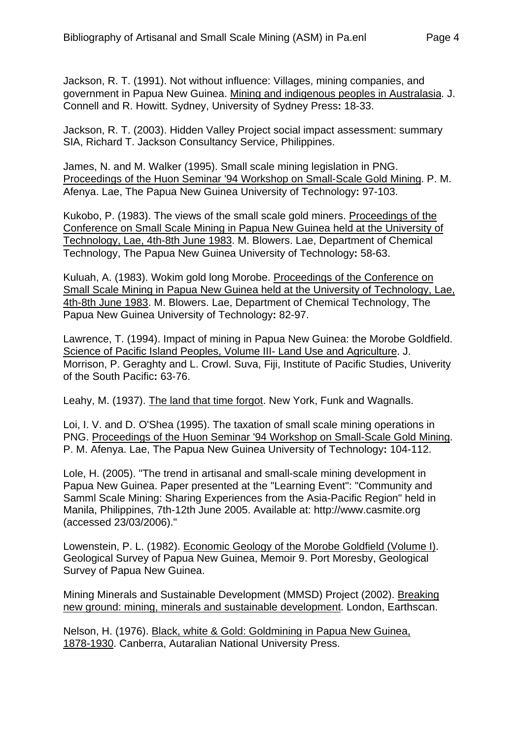Jackson, R. T. (1991). Not without influence: Villages, mining companies, and government in Papua New Guinea. Mining and indigenous peoples in Australasia. J. Connell and R. Howitt. Sydney, University of Sydney Press**:** 18-33.

Jackson, R. T. (2003). Hidden Valley Project social impact assessment: summary SIA, Richard T. Jackson Consultancy Service, Philippines.

James, N. and M. Walker (1995). Small scale mining legislation in PNG. Proceedings of the Huon Seminar '94 Workshop on Small-Scale Gold Mining. P. M. Afenya. Lae, The Papua New Guinea University of Technology**:** 97-103.

Kukobo, P. (1983). The views of the small scale gold miners. Proceedings of the Conference on Small Scale Mining in Papua New Guinea held at the University of Technology, Lae, 4th-8th June 1983. M. Blowers. Lae, Department of Chemical Technology, The Papua New Guinea University of Technology**:** 58-63.

Kuluah, A. (1983). Wokim gold long Morobe. Proceedings of the Conference on Small Scale Mining in Papua New Guinea held at the University of Technology, Lae, 4th-8th June 1983. M. Blowers. Lae, Department of Chemical Technology, The Papua New Guinea University of Technology**:** 82-97.

Lawrence, T. (1994). Impact of mining in Papua New Guinea: the Morobe Goldfield. Science of Pacific Island Peoples, Volume III- Land Use and Agriculture. J. Morrison, P. Geraghty and L. Crowl. Suva, Fiji, Institute of Pacific Studies, Univerity of the South Pacific**:** 63-76.

Leahy, M. (1937). The land that time forgot. New York, Funk and Wagnalls.

Loi, I. V. and D. O'Shea (1995). The taxation of small scale mining operations in PNG. Proceedings of the Huon Seminar '94 Workshop on Small-Scale Gold Mining. P. M. Afenya. Lae, The Papua New Guinea University of Technology**:** 104-112.

Lole, H. (2005). "The trend in artisanal and small-scale mining development in Papua New Guinea. Paper presented at the "Learning Event": "Community and Samml Scale Mining: Sharing Experiences from the Asia-Pacific Region" held in Manila, Philippines, 7th-12th June 2005. Available at: http://www.casmite.org (accessed 23/03/2006)."

Lowenstein, P. L. (1982). Economic Geology of the Morobe Goldfield (Volume I). Geological Survey of Papua New Guinea, Memoir 9. Port Moresby, Geological Survey of Papua New Guinea.

Mining Minerals and Sustainable Development (MMSD) Project (2002). Breaking new ground: mining, minerals and sustainable development. London, Earthscan.

Nelson, H. (1976). Black, white & Gold: Goldmining in Papua New Guinea, 1878-1930. Canberra, Autaralian National University Press.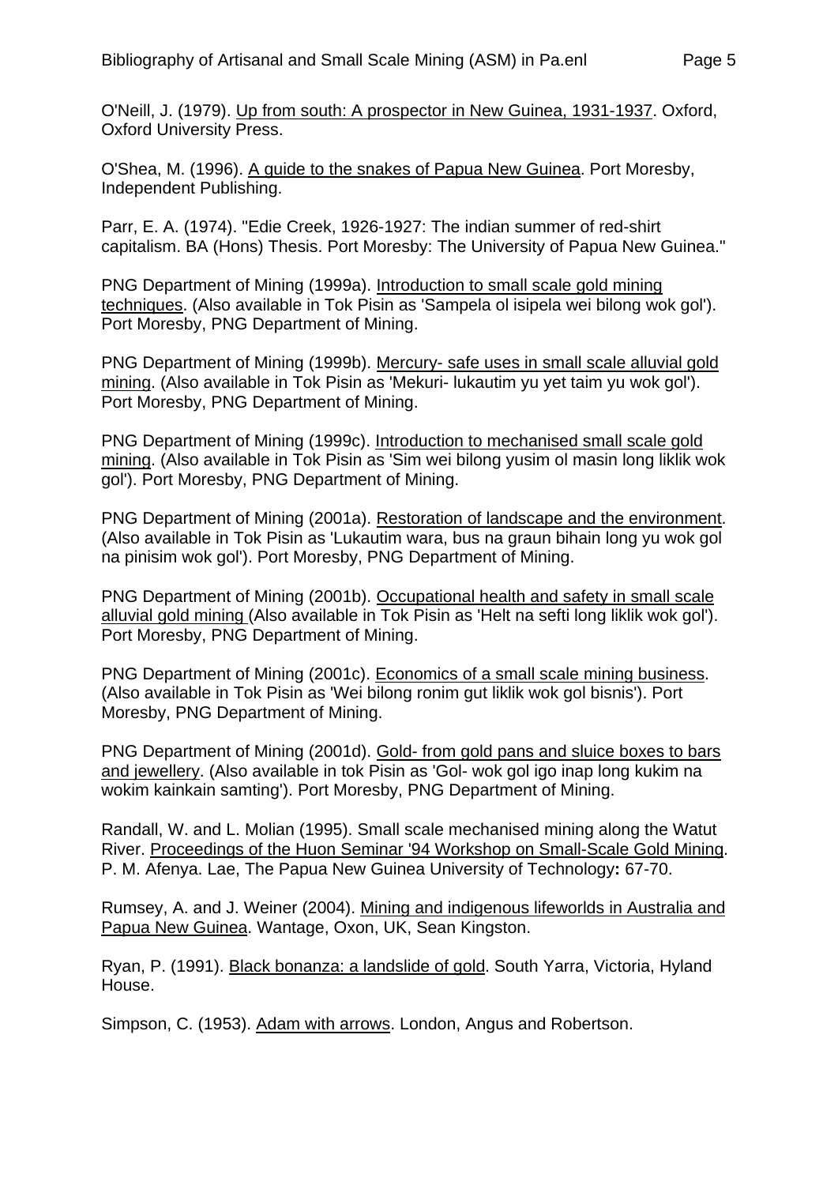O'Neill, J. (1979). Up from south: A prospector in New Guinea, 1931-1937. Oxford, Oxford University Press.

O'Shea, M. (1996). A guide to the snakes of Papua New Guinea. Port Moresby, Independent Publishing.

Parr, E. A. (1974). "Edie Creek, 1926-1927: The indian summer of red-shirt capitalism. BA (Hons) Thesis. Port Moresby: The University of Papua New Guinea."

PNG Department of Mining (1999a). Introduction to small scale gold mining techniques. (Also available in Tok Pisin as 'Sampela ol isipela wei bilong wok gol'). Port Moresby, PNG Department of Mining.

PNG Department of Mining (1999b). Mercury- safe uses in small scale alluvial gold mining. (Also available in Tok Pisin as 'Mekuri- lukautim yu yet taim yu wok gol'). Port Moresby, PNG Department of Mining.

PNG Department of Mining (1999c). Introduction to mechanised small scale gold mining. (Also available in Tok Pisin as 'Sim wei bilong yusim ol masin long liklik wok gol'). Port Moresby, PNG Department of Mining.

PNG Department of Mining (2001a). Restoration of landscape and the environment. (Also available in Tok Pisin as 'Lukautim wara, bus na graun bihain long yu wok gol na pinisim wok gol'). Port Moresby, PNG Department of Mining.

PNG Department of Mining (2001b). Occupational health and safety in small scale alluvial gold mining (Also available in Tok Pisin as 'Helt na sefti long liklik wok gol'). Port Moresby, PNG Department of Mining.

PNG Department of Mining (2001c). Economics of a small scale mining business. (Also available in Tok Pisin as 'Wei bilong ronim gut liklik wok gol bisnis'). Port Moresby, PNG Department of Mining.

PNG Department of Mining (2001d). Gold- from gold pans and sluice boxes to bars and jewellery. (Also available in tok Pisin as 'Gol- wok gol igo inap long kukim na wokim kainkain samting'). Port Moresby, PNG Department of Mining.

Randall, W. and L. Molian (1995). Small scale mechanised mining along the Watut River. Proceedings of the Huon Seminar '94 Workshop on Small-Scale Gold Mining. P. M. Afenya. Lae, The Papua New Guinea University of Technology**:** 67-70.

Rumsey, A. and J. Weiner (2004). Mining and indigenous lifeworlds in Australia and Papua New Guinea. Wantage, Oxon, UK, Sean Kingston.

Ryan, P. (1991). Black bonanza: a landslide of gold. South Yarra, Victoria, Hyland House.

Simpson, C. (1953). Adam with arrows. London, Angus and Robertson.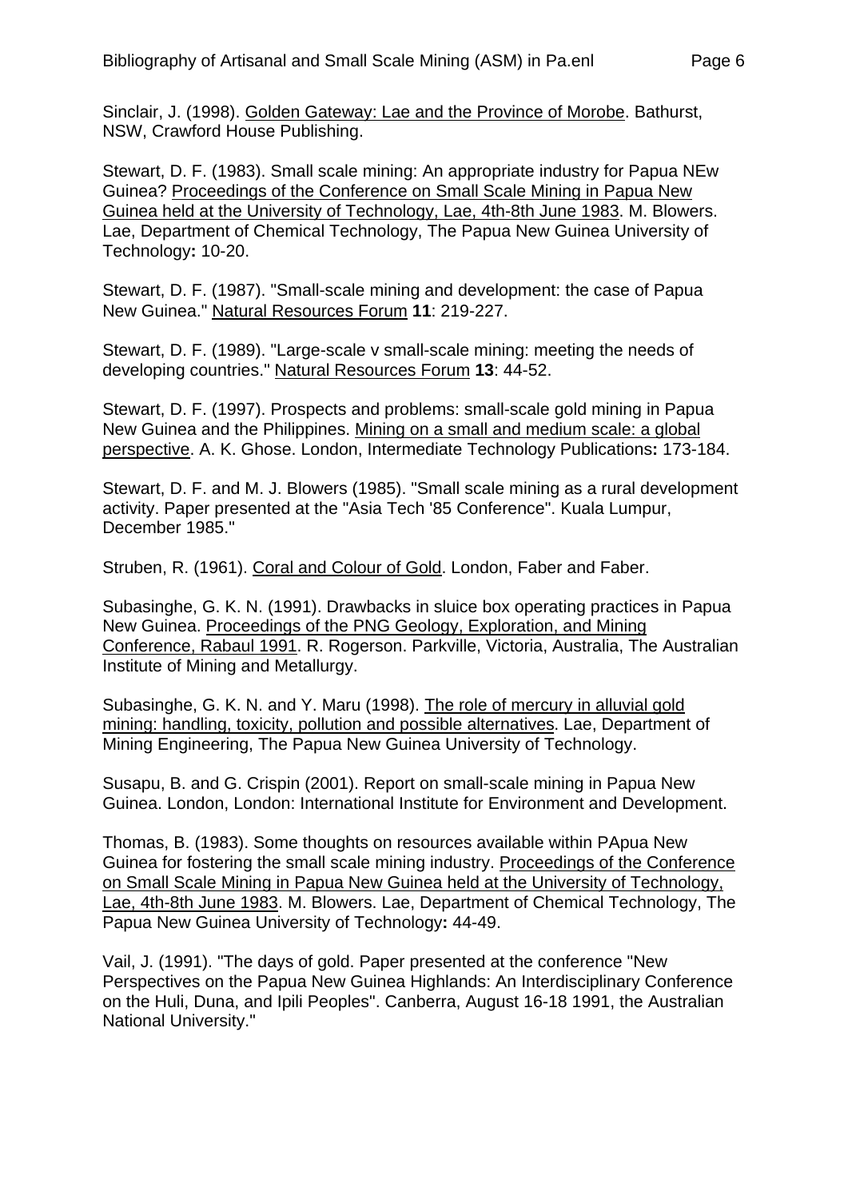Sinclair, J. (1998). Golden Gateway: Lae and the Province of Morobe. Bathurst, NSW, Crawford House Publishing.

Stewart, D. F. (1983). Small scale mining: An appropriate industry for Papua NEw Guinea? Proceedings of the Conference on Small Scale Mining in Papua New Guinea held at the University of Technology, Lae, 4th-8th June 1983. M. Blowers. Lae, Department of Chemical Technology, The Papua New Guinea University of Technology**:** 10-20.

Stewart, D. F. (1987). "Small-scale mining and development: the case of Papua New Guinea." Natural Resources Forum **11**: 219-227.

Stewart, D. F. (1989). "Large-scale v small-scale mining: meeting the needs of developing countries." Natural Resources Forum **13**: 44-52.

Stewart, D. F. (1997). Prospects and problems: small-scale gold mining in Papua New Guinea and the Philippines. Mining on a small and medium scale: a global perspective. A. K. Ghose. London, Intermediate Technology Publications**:** 173-184.

Stewart, D. F. and M. J. Blowers (1985). "Small scale mining as a rural development activity. Paper presented at the "Asia Tech '85 Conference". Kuala Lumpur, December 1985."

Struben, R. (1961). Coral and Colour of Gold. London, Faber and Faber.

Subasinghe, G. K. N. (1991). Drawbacks in sluice box operating practices in Papua New Guinea. Proceedings of the PNG Geology, Exploration, and Mining Conference, Rabaul 1991. R. Rogerson. Parkville, Victoria, Australia, The Australian Institute of Mining and Metallurgy.

Subasinghe, G. K. N. and Y. Maru (1998). The role of mercury in alluvial gold mining: handling, toxicity, pollution and possible alternatives. Lae, Department of Mining Engineering, The Papua New Guinea University of Technology.

Susapu, B. and G. Crispin (2001). Report on small-scale mining in Papua New Guinea. London, London: International Institute for Environment and Development.

Thomas, B. (1983). Some thoughts on resources available within PApua New Guinea for fostering the small scale mining industry. Proceedings of the Conference on Small Scale Mining in Papua New Guinea held at the University of Technology, Lae, 4th-8th June 1983. M. Blowers. Lae, Department of Chemical Technology, The Papua New Guinea University of Technology**:** 44-49.

Vail, J. (1991). "The days of gold. Paper presented at the conference "New Perspectives on the Papua New Guinea Highlands: An Interdisciplinary Conference on the Huli, Duna, and Ipili Peoples". Canberra, August 16-18 1991, the Australian National University."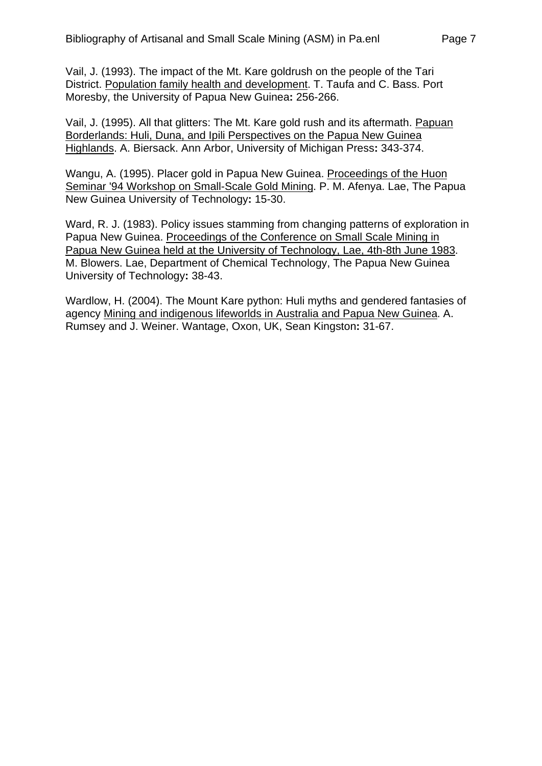Vail, J. (1993). The impact of the Mt. Kare goldrush on the people of the Tari District. Population family health and development. T. Taufa and C. Bass. Port Moresby, the University of Papua New Guinea**:** 256-266.

Vail, J. (1995). All that glitters: The Mt. Kare gold rush and its aftermath. Papuan Borderlands: Huli, Duna, and Ipili Perspectives on the Papua New Guinea Highlands. A. Biersack. Ann Arbor, University of Michigan Press**:** 343-374.

Wangu, A. (1995). Placer gold in Papua New Guinea. Proceedings of the Huon Seminar '94 Workshop on Small-Scale Gold Mining. P. M. Afenya. Lae, The Papua New Guinea University of Technology**:** 15-30.

Ward, R. J. (1983). Policy issues stamming from changing patterns of exploration in Papua New Guinea. Proceedings of the Conference on Small Scale Mining in Papua New Guinea held at the University of Technology, Lae, 4th-8th June 1983. M. Blowers. Lae, Department of Chemical Technology, The Papua New Guinea University of Technology**:** 38-43.

Wardlow, H. (2004). The Mount Kare python: Huli myths and gendered fantasies of agency Mining and indigenous lifeworlds in Australia and Papua New Guinea. A. Rumsey and J. Weiner. Wantage, Oxon, UK, Sean Kingston**:** 31-67.